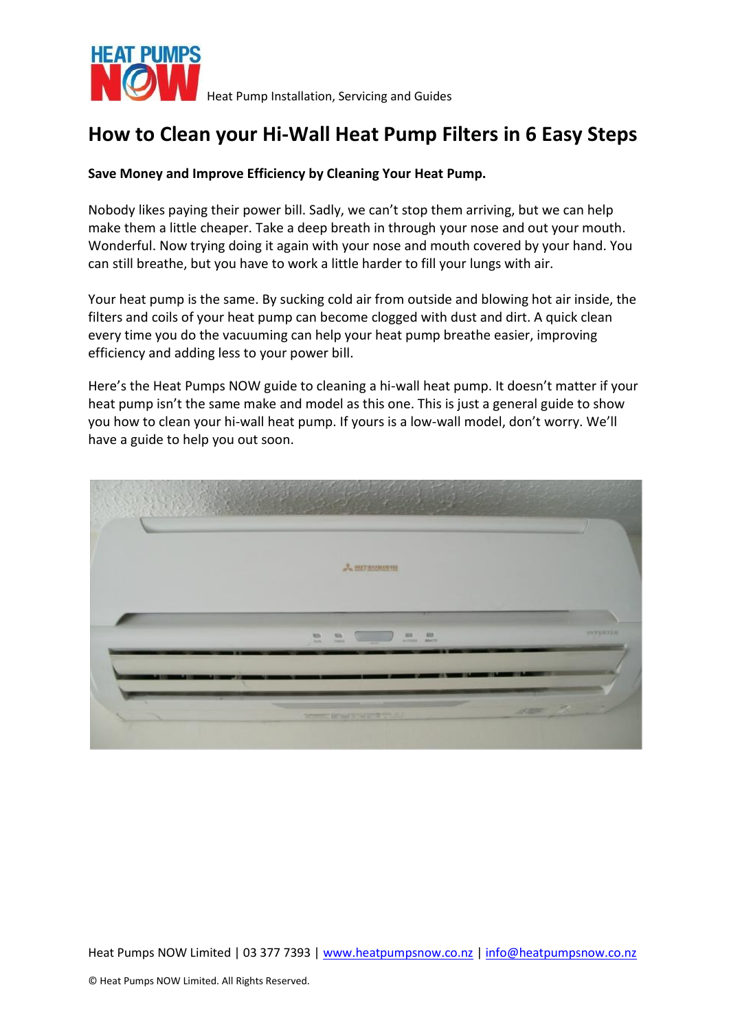Heat Pump Installation, Servicing and Guides

# How to Clean your Hi-Wall Heat Pump Filters in 6 Easy Steps

**Save Money and Improve Efficiency by Cleaning Your Heat Pump.**

Nobody likes paying their power bill. Sadly, we can't stop them arriving, but we can help make them a little cheaper. Take a deep breath in through your nose and out your mouth. Wonderful. Now trying doing it again with your nose and mouth covered by your hand. You can still breathe, but you have to work a little harder to fill your lungs with air.

Your heat pump is the same. By sucking cold air from outside and blowing hot air inside, the filters and coils of your heat pump can become clogged with dust and dirt. A quick clean every time you do the vacuuming can help your heat pump breathe easier, improving efficiency and adding less to your power bill.

Here's the Heat Pumps NOW guide to cleaning a hi-wall heat pump. It doesn't matter if your heat pump isn't the same make and model as this one. This is just a general guide to show you how to clean your hi-wall heat pump. If yours is a low-wall model, don't worry. We'll have a guide to help you out soon.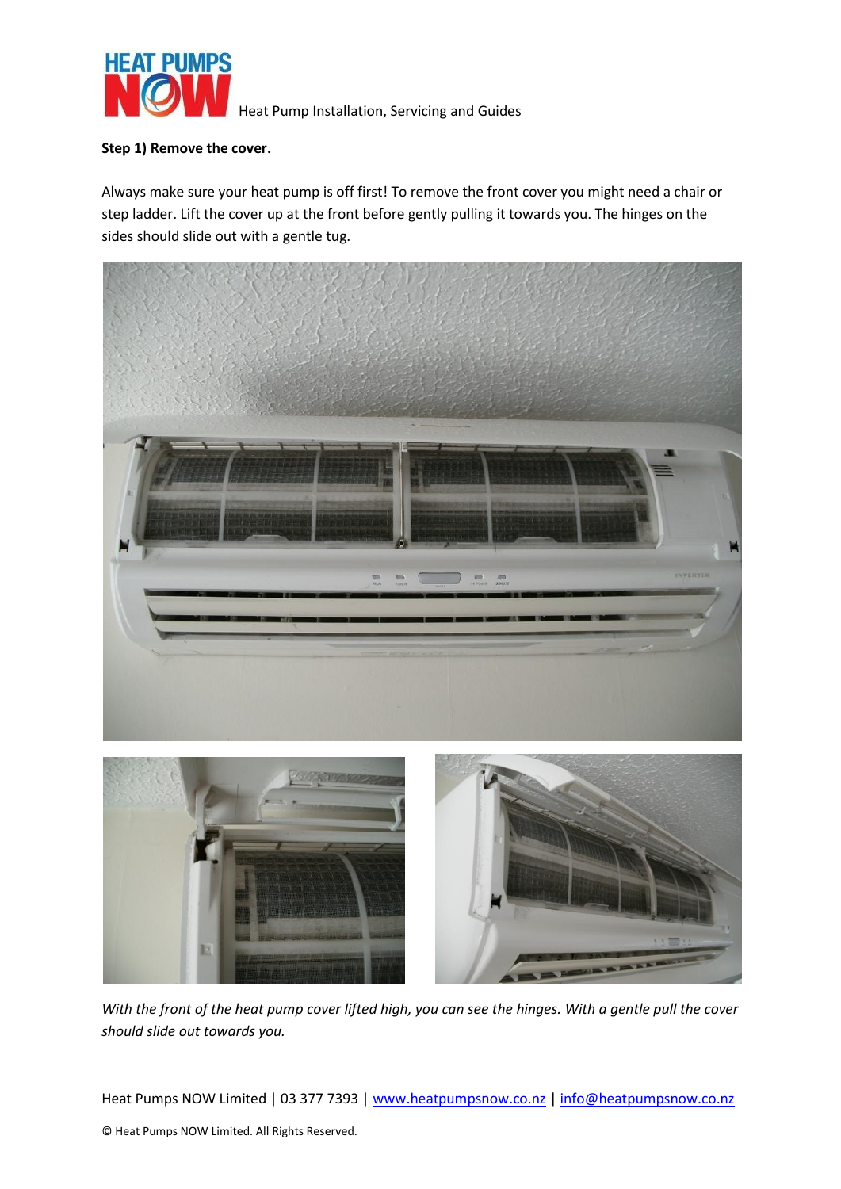**Step 1) Remove the cover.**

Always make sure your heat pump is off first! To remove the front cover you might need a chair or step ladder. Lift the cover up at the front before gently pulling it towards you. The hinges on the sides should slide out with a gentle tug.

*With the front of the heat pump cover lifted high, you can see the hinges. With a gentle pull the cover should slide out towards you.*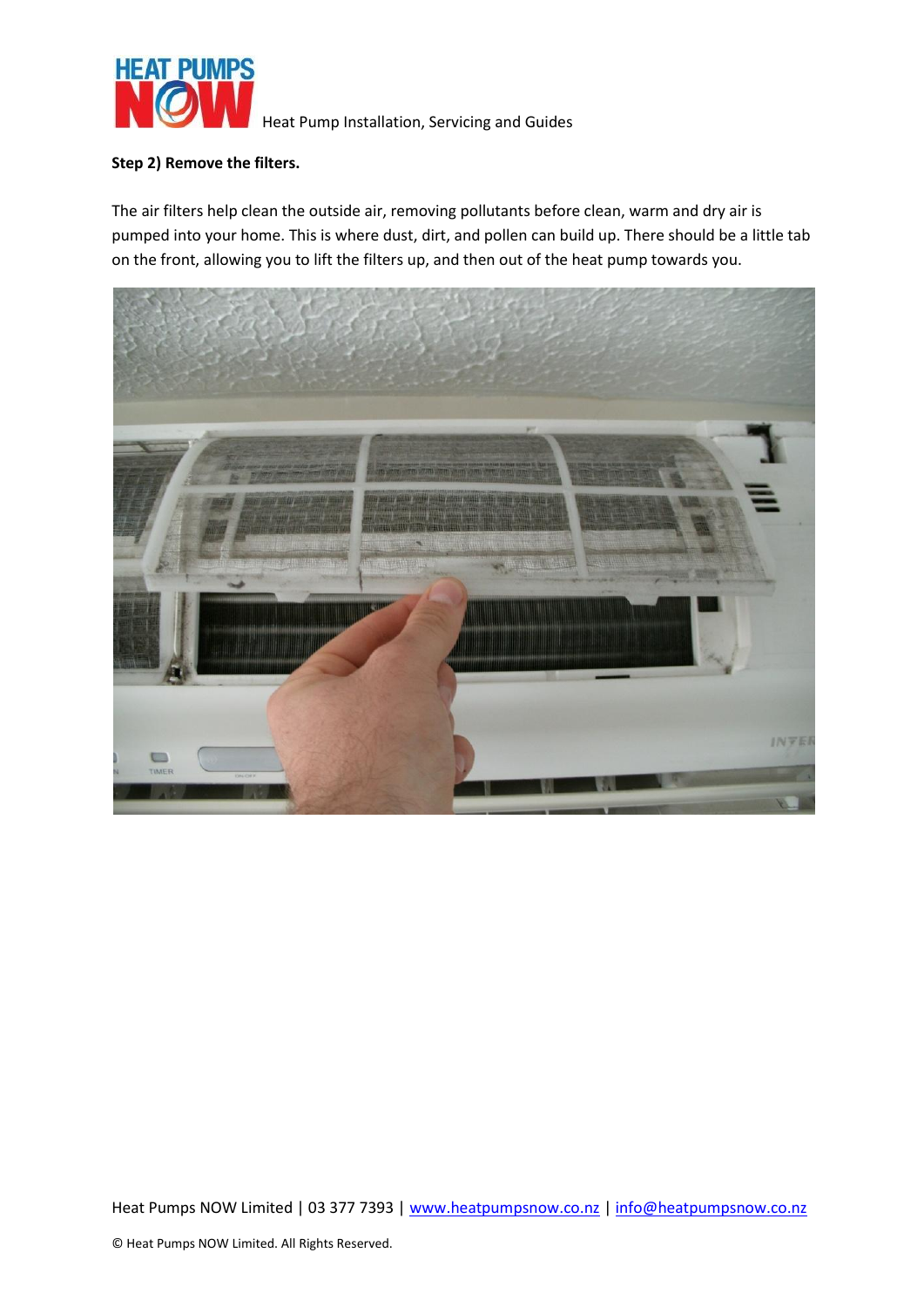**Step 2) Remove the filters.**

The air filters help clean the outside air, removing pollutants before clean, warm and dry air is pumped into your home. This is where dust, dirt, and pollen can build up. There should be a little tab on the front, allowing you to lift the filters up, and then out of the heat pump towards you.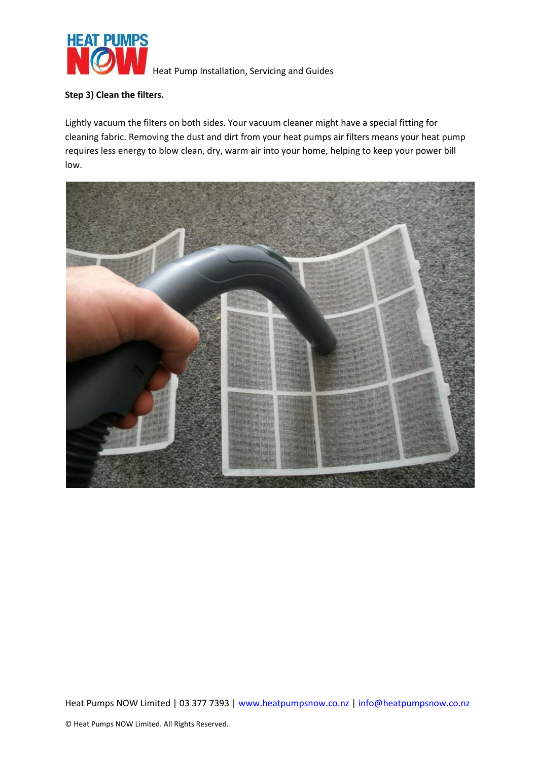**Step 3) Clean the filters.**

Lightly vacuum the filters on both sides. Your vacuum cleaner might have a special fitting for cleaning fabric. Removing the dust and dirt from your heat pumps air filters means your heat pump requires less energy to blow clean, dry, warm air into your home, helping to keep your power bill low.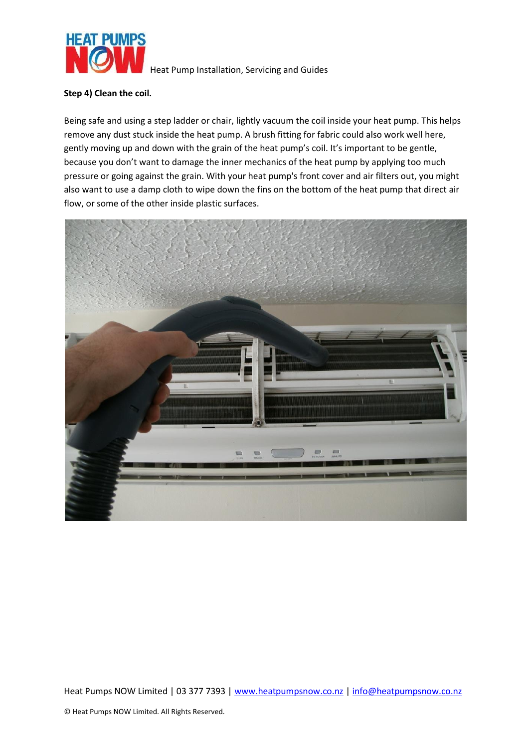**Step 4) Clean the coil.**

Being safe and using a step ladder or chair, lightly vacuum the coil inside your heat pump. This helps remove any dust stuck inside the heat pump. A brush fitting for fabric could also work well here, gently moving up and down with the grain of the heat pump's coil. It's important to be gentle, because you don't want to damage the inner mechanics of the heat pump by applying too much pressure or going against the grain. With your heat pump's front cover and air filters out, you might also want to use a damp cloth to wipe down the fins on the bottom of the heat pump that direct air flow, or some of the other inside plastic surfaces.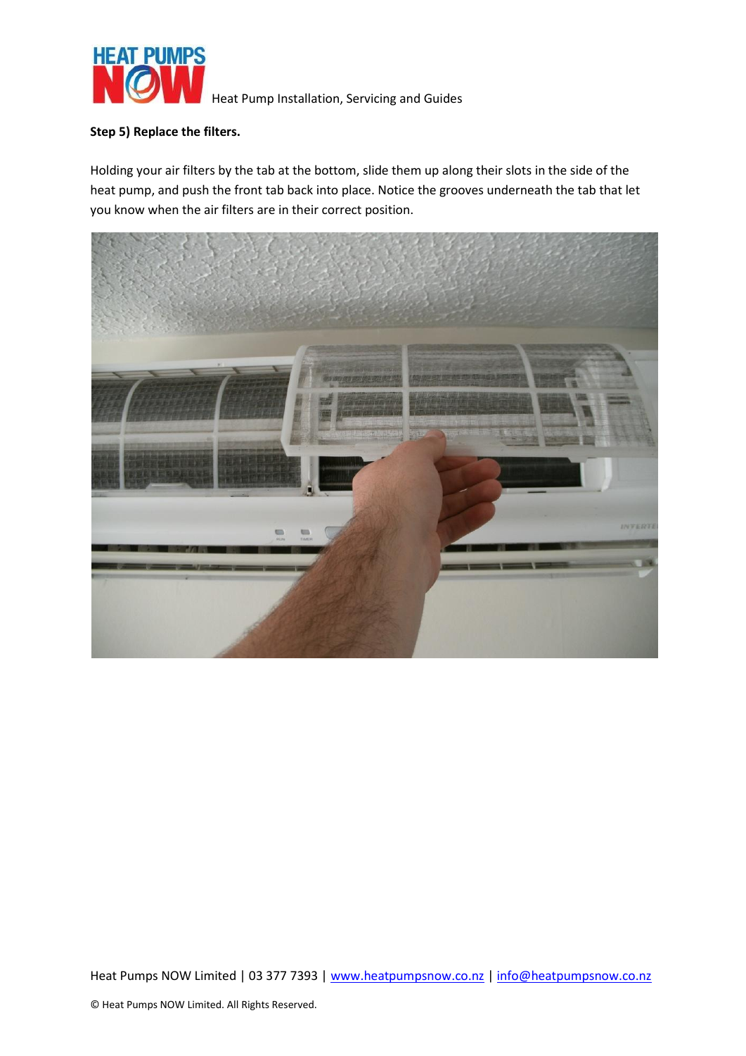**Step 5) Replace the filters.**

Holding your air filters by the tab at the bottom, slide them up along their slots in the side of the heat pump, and push the front tab back into place. Notice the grooves underneath the tab that let you know when the air filters are in their correct position.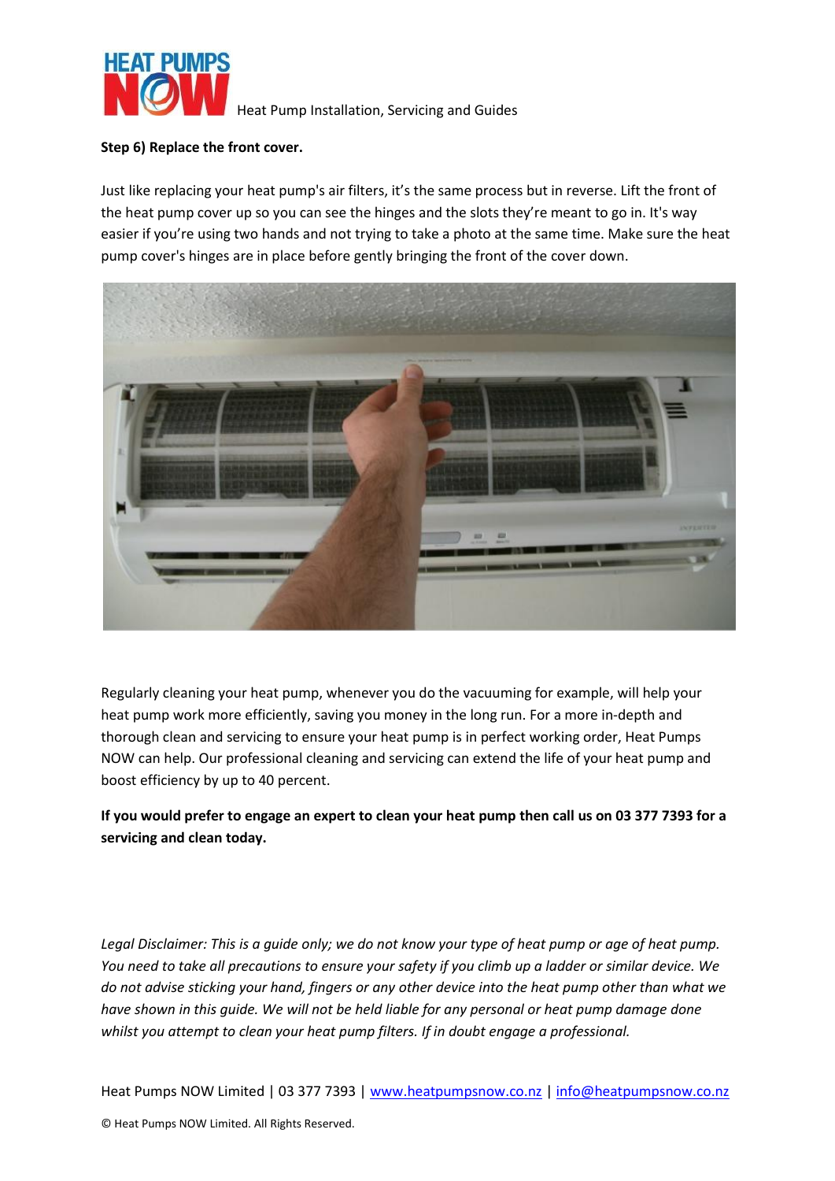**Step 6) Replace the front cover.**

Just like replacing your heat pump's air filters, it's the same process but in reverse. Lift the front of the heat pump cover up so you can see the hinges and the slots they're meant to go in. It's way easier if you're using two hands and not trying to take a photo at the same time. Make sure the heat pump cover's hinges are in place before gently bringing the front of the cover down.

Regularly cleaning your heat pump, whenever you do the vacuuming for example, will help your heat pump work more efficiently, saving you money in the long run. For a more in-depth and thorough clean and servicing to ensure your heat pump is in perfect working order, Heat Pumps NOW can help. Our professional cleaning and servicing can extend the life of your heat pump and boost efficiency by up to 40 percent.

**If you would prefer to engage an expert to clean your heat pump then call us on 03 377 7393 for a servicing and clean today.**

*Legal Disclaimer: This is a guide only; we do not know your type of heat pump or age of heat pump. You need to take all precautions to ensure your safety if you climb up a ladder or similar device. We do not advise sticking your hand, fingers or any other device into the heat pump other than what we have shown in this guide. We will not be held liable for any personal or heat pump damage done whilst you attempt to clean your heat pump filters. If in doubt engage a professional.*

Heat Pumps NOW Limited | 03 377 7393 | www.heatpumpsnow.co.nz | info@heatpumpsnow.co.nz

© Heat Pumps NOW Limited. All Rights Reserved.